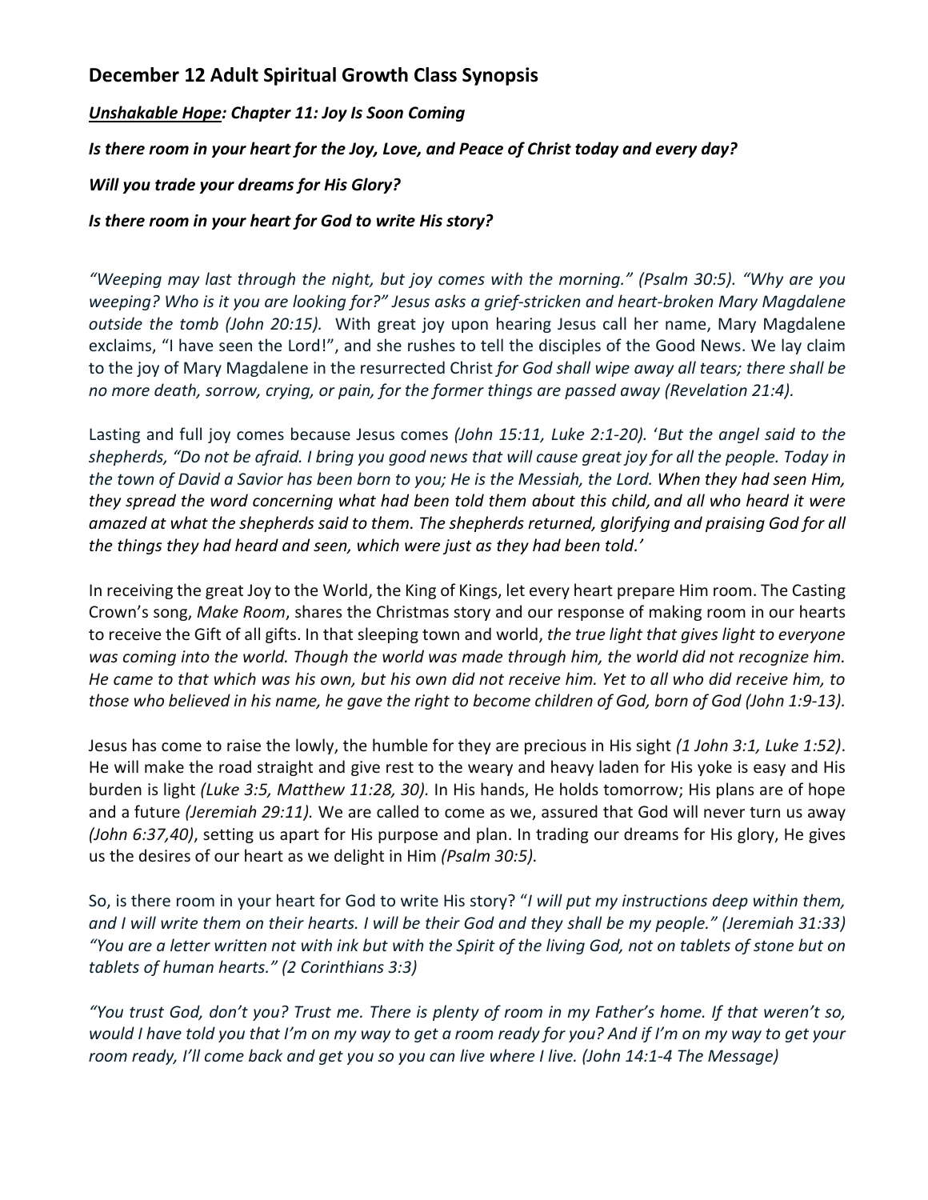## December 12 Adult Spiritual Growth Class Synopsis

***<u>Unshakable Hope</u>: Chapter 11: Joy Is Soon Coming***

***Is there room in your heart for the Joy, Love, and Peace of Christ today and every day?***

***Will you trade your dreams for His Glory?***

***Is there room in your heart for God to write His story?***

*"Weeping may last through the night, but joy comes with the morning." (Psalm 30:5). "Why are you weeping? Who is it you are looking for?" Jesus asks a grief-stricken and heart-broken Mary Magdalene outside the tomb (John 20:15).* With great joy upon hearing Jesus call her name, Mary Magdalene exclaims, "I have seen the Lord!", and she rushes to tell the disciples of the Good News. We lay claim to the joy of Mary Magdalene in the resurrected Christ *for God shall wipe away all tears; there shall be no more death, sorrow, crying, or pain, for the former things are passed away (Revelation 21:4).*

Lasting and full joy comes because Jesus comes *(John 15:11, Luke 2:1-20).* '*But the angel said to the shepherds, "Do not be afraid. I bring you good news that will cause great joy for all the people. Today in the town of David a Savior has been born to you; He is the Messiah, the Lord. When they had seen Him, they spread the word concerning what had been told them about this child, and all who heard it were amazed at what the shepherds said to them. The shepherds returned, glorifying and praising God for all the things they had heard and seen, which were just as they had been told.'*

In receiving the great Joy to the World, the King of Kings, let every heart prepare Him room. The Casting Crown's song, *Make Room*, shares the Christmas story and our response of making room in our hearts to receive the Gift of all gifts. In that sleeping town and world, *the true light that gives light to everyone was coming into the world. Though the world was made through him, the world did not recognize him. He came to that which was his own, but his own did not receive him. Yet to all who did receive him, to those who believed in his name, he gave the right to become children of God, born of God (John 1:9-13).*

Jesus has come to raise the lowly, the humble for they are precious in His sight *(1 John 3:1, Luke 1:52)*. He will make the road straight and give rest to the weary and heavy laden for His yoke is easy and His burden is light *(Luke 3:5, Matthew 11:28, 30).* In His hands, He holds tomorrow; His plans are of hope and a future *(Jeremiah 29:11).* We are called to come as we, assured that God will never turn us away *(John 6:37,40)*, setting us apart for His purpose and plan. In trading our dreams for His glory, He gives us the desires of our heart as we delight in Him *(Psalm 30:5).*

So, is there room in your heart for God to write His story? "*I will put my instructions deep within them, and I will write them on their hearts. I will be their God and they shall be my people." (Jeremiah 31:33) "You are a letter written not with ink but with the Spirit of the living God, not on tablets of stone but on tablets of human hearts." (2 Corinthians 3:3)*

*"You trust God, don't you? Trust me. There is plenty of room in my Father's home. If that weren't so, would I have told you that I'm on my way to get a room ready for you? And if I'm on my way to get your room ready, I'll come back and get you so you can live where I live. (John 14:1-4 The Message)*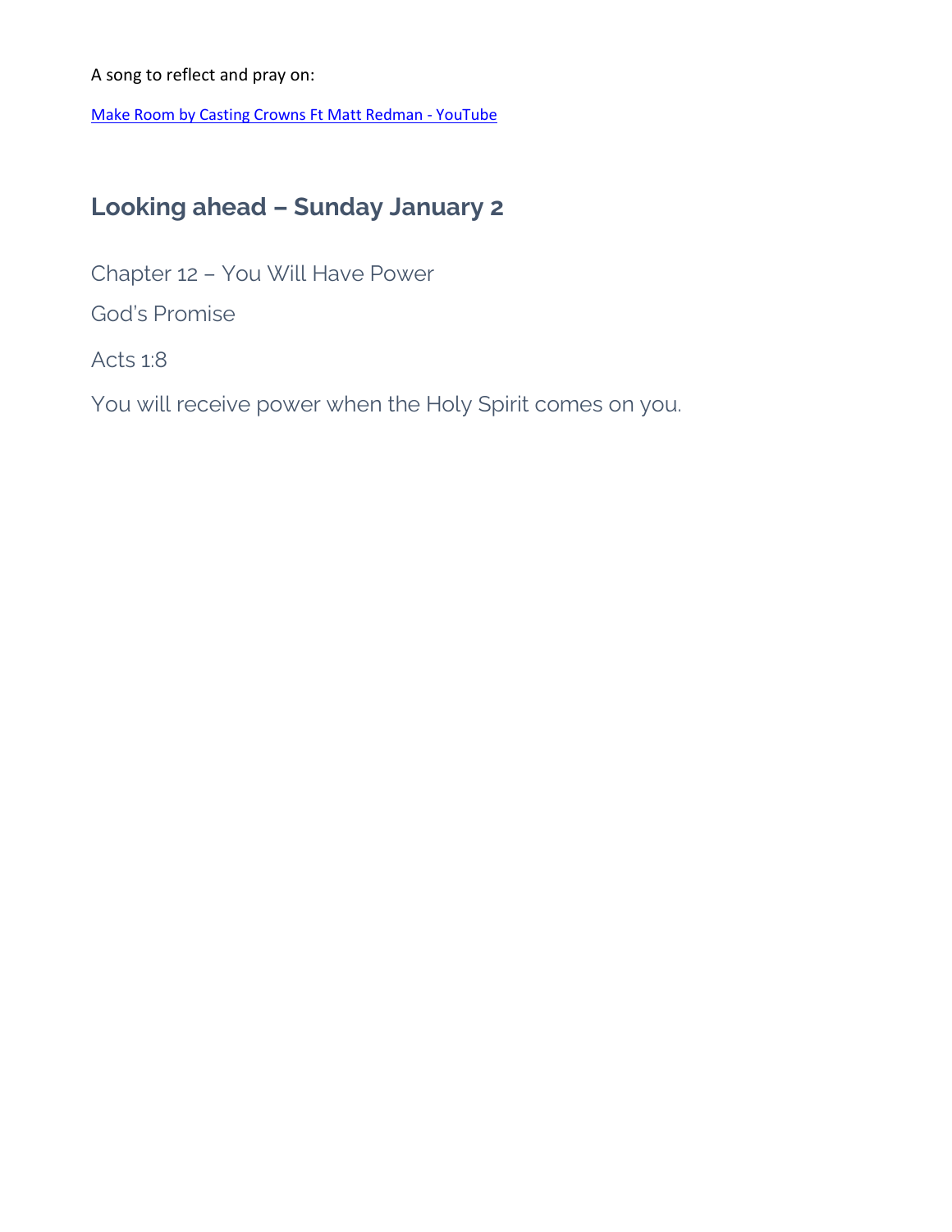A song to reflect and pray on:

[Make Room by Casting Crowns Ft Matt Redman - YouTube]()

## Looking ahead – Sunday January 2

Chapter 12 – You Will Have Power

God's Promise

Acts 1:8

You will receive power when the Holy Spirit comes on you.